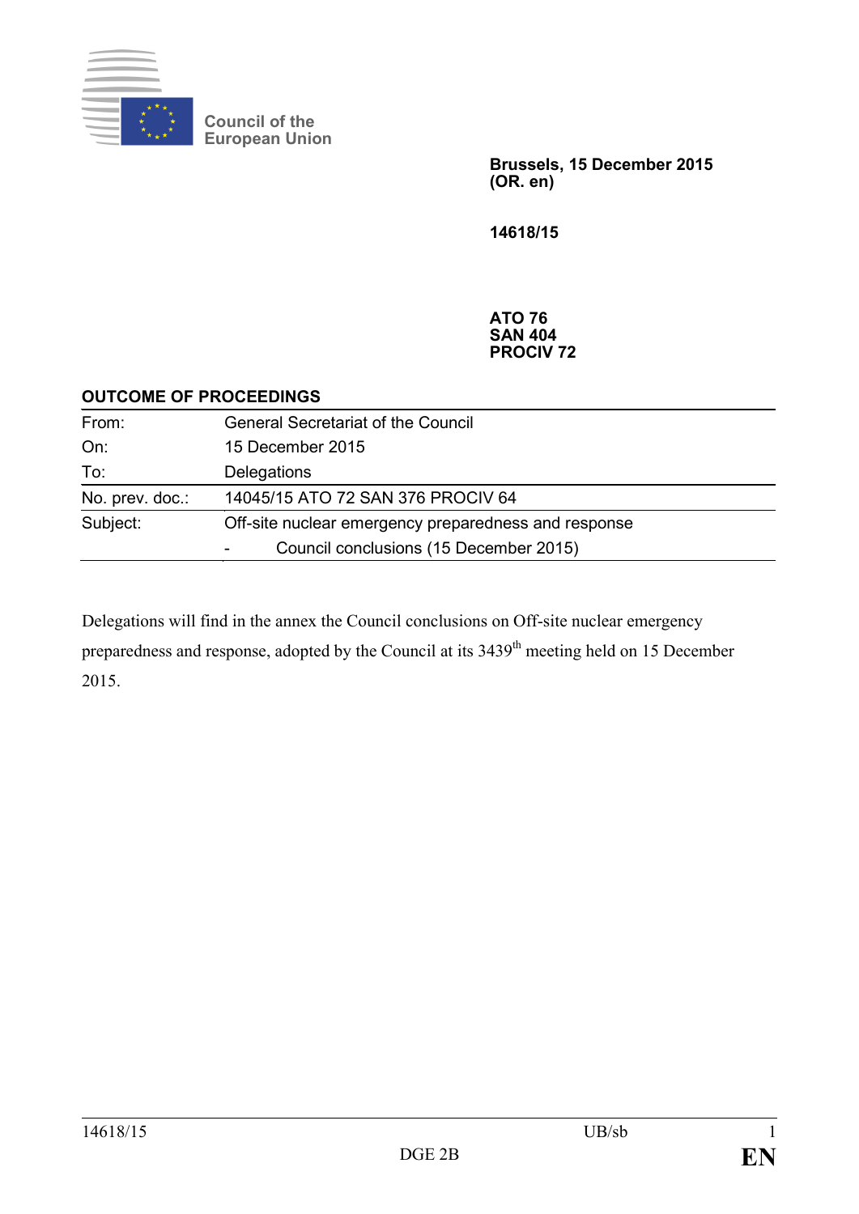Council of the
European Union

**Brussels, 15 December 2015**
**(OR. en)**

**14618/15**

**ATO 76**
**SAN 404**
**PROCIV 72**

## OUTCOME OF PROCEEDINGS

| | |
|---|---|
| From: | General Secretariat of the Council |
| On: | 15 December 2015 |
| To: | Delegations |
| No. prev. doc.: | 14045/15 ATO 72 SAN 376 PROCIV 64 |
| Subject: | Off-site nuclear emergency preparedness and response<br>- Council conclusions (15 December 2015) |

Delegations will find in the annex the Council conclusions on Off-site nuclear emergency preparedness and response, adopted by the Council at its 3439th meeting held on 15 December 2015.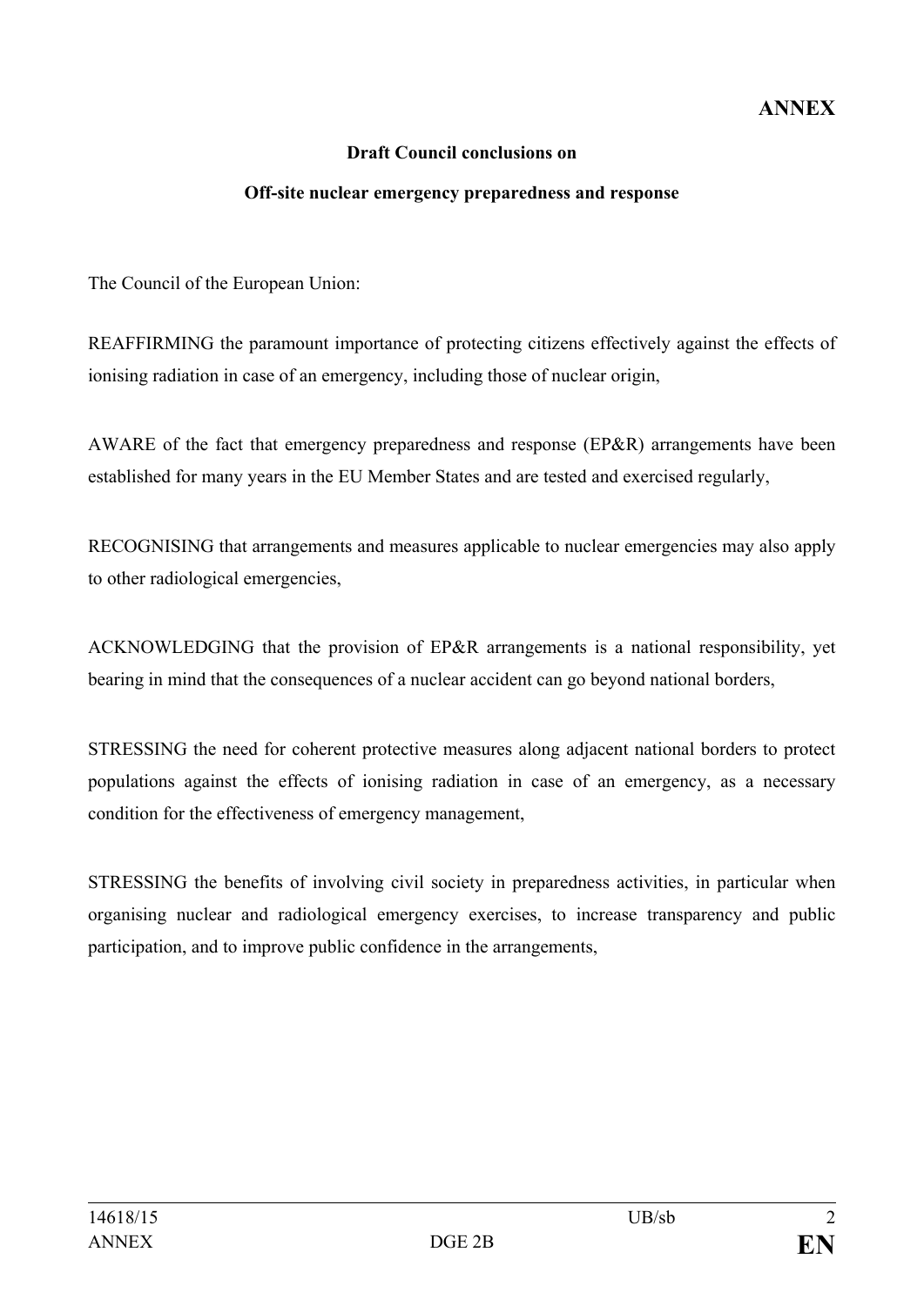**ANNEX**

**Draft Council conclusions on**

**Off-site nuclear emergency preparedness and response**

The Council of the European Union:

REAFFIRMING the paramount importance of protecting citizens effectively against the effects of ionising radiation in case of an emergency, including those of nuclear origin,

AWARE of the fact that emergency preparedness and response (EP&R) arrangements have been established for many years in the EU Member States and are tested and exercised regularly,

RECOGNISING that arrangements and measures applicable to nuclear emergencies may also apply to other radiological emergencies,

ACKNOWLEDGING that the provision of EP&R arrangements is a national responsibility, yet bearing in mind that the consequences of a nuclear accident can go beyond national borders,

STRESSING the need for coherent protective measures along adjacent national borders to protect populations against the effects of ionising radiation in case of an emergency, as a necessary condition for the effectiveness of emergency management,

STRESSING the benefits of involving civil society in preparedness activities, in particular when organising nuclear and radiological emergency exercises, to increase transparency and public participation, and to improve public confidence in the arrangements,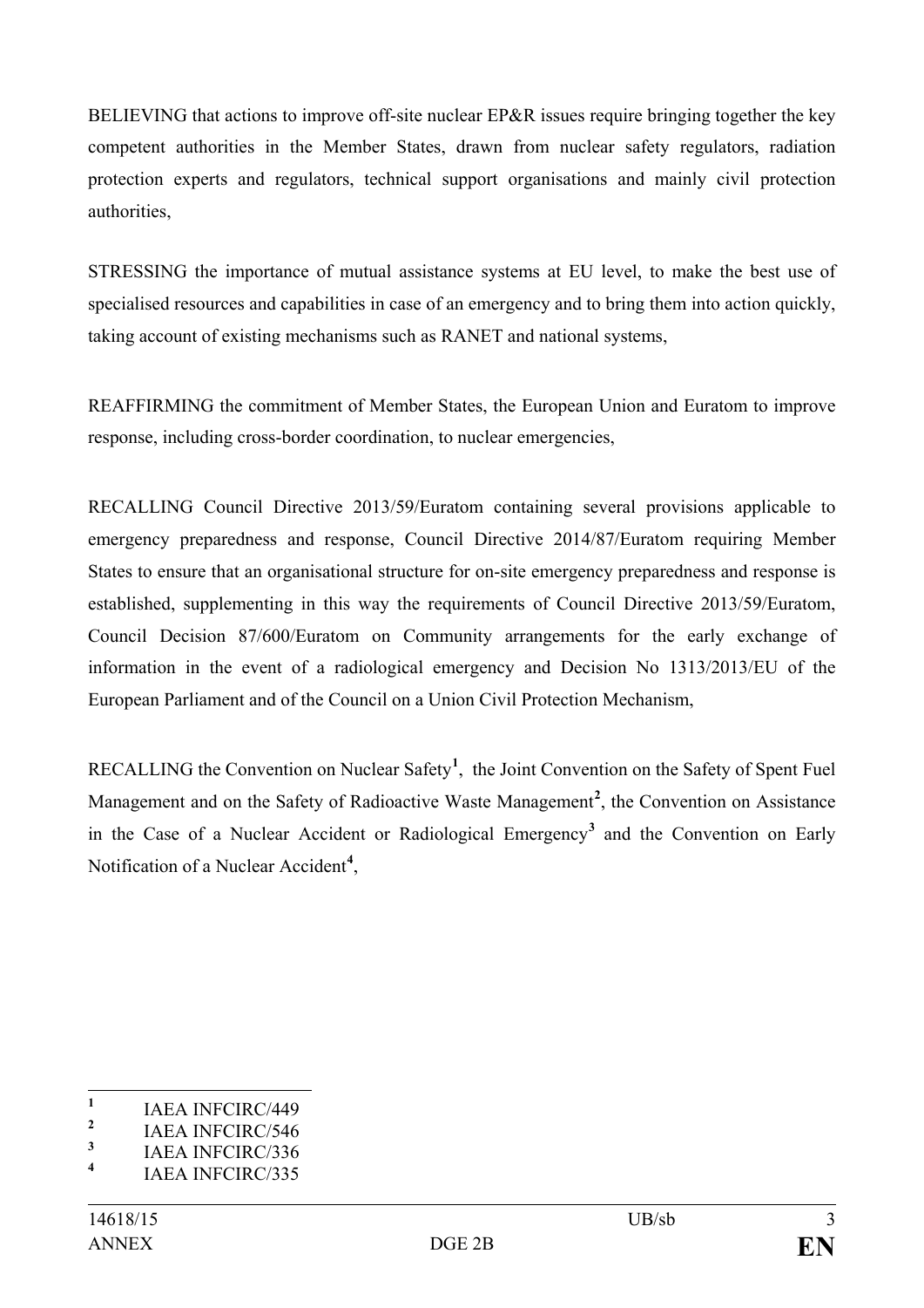BELIEVING that actions to improve off-site nuclear EP&R issues require bringing together the key competent authorities in the Member States, drawn from nuclear safety regulators, radiation protection experts and regulators, technical support organisations and mainly civil protection authorities,

STRESSING the importance of mutual assistance systems at EU level, to make the best use of specialised resources and capabilities in case of an emergency and to bring them into action quickly, taking account of existing mechanisms such as RANET and national systems,

REAFFIRMING the commitment of Member States, the European Union and Euratom to improve response, including cross-border coordination, to nuclear emergencies,

RECALLING Council Directive 2013/59/Euratom containing several provisions applicable to emergency preparedness and response, Council Directive 2014/87/Euratom requiring Member States to ensure that an organisational structure for on-site emergency preparedness and response is established, supplementing in this way the requirements of Council Directive 2013/59/Euratom, Council Decision 87/600/Euratom on Community arrangements for the early exchange of information in the event of a radiological emergency and Decision No 1313/2013/EU of the European Parliament and of the Council on a Union Civil Protection Mechanism,

RECALLING the Convention on Nuclear Safety[1], the Joint Convention on the Safety of Spent Fuel Management and on the Safety of Radioactive Waste Management[2], the Convention on Assistance in the Case of a Nuclear Accident or Radiological Emergency[3] and the Convention on Early Notification of a Nuclear Accident[4],

---

[1] IAEA INFCIRC/449
[2] IAEA INFCIRC/546
[3] IAEA INFCIRC/336
[4] IAEA INFCIRC/335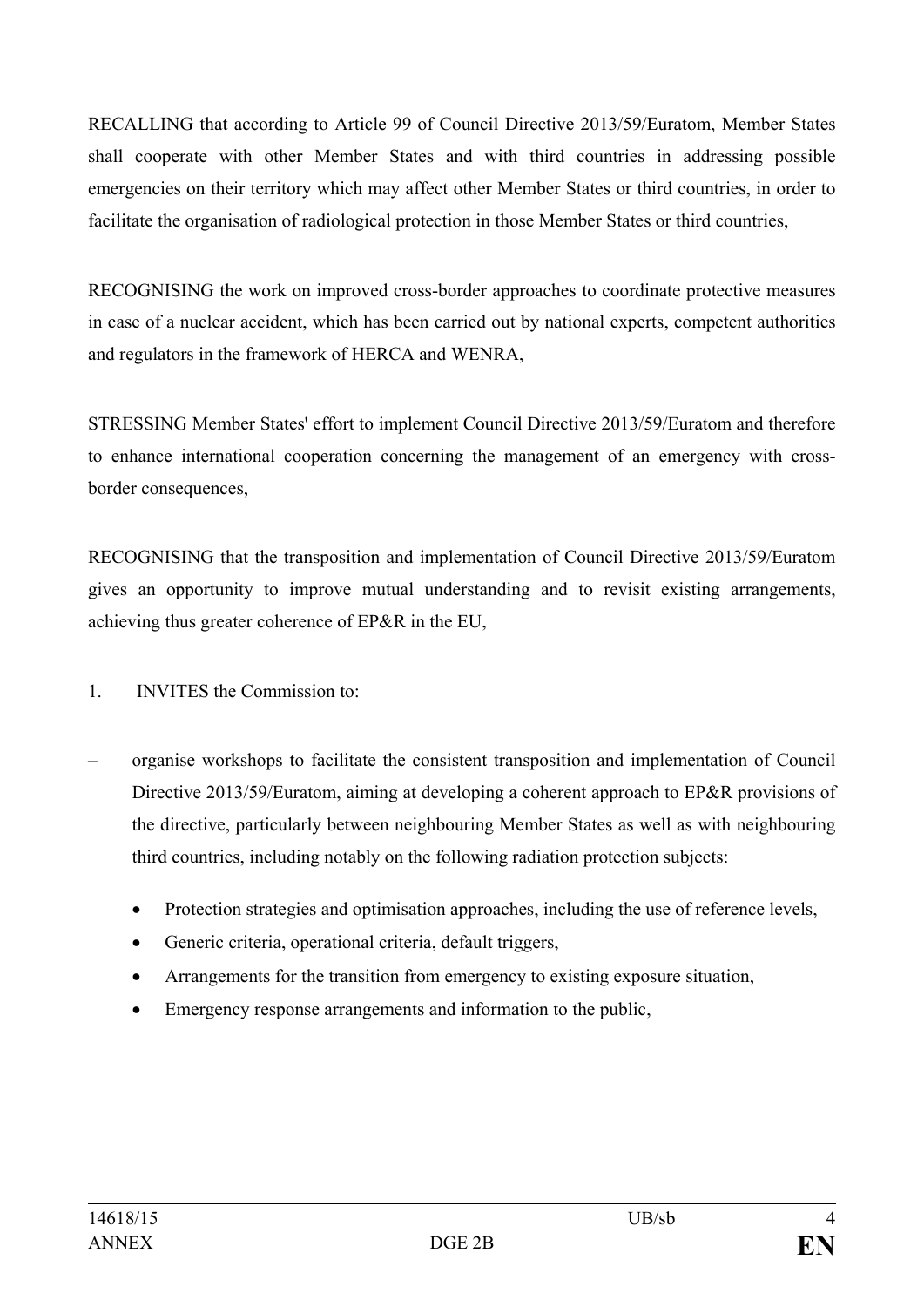RECALLING that according to Article 99 of Council Directive 2013/59/Euratom, Member States shall cooperate with other Member States and with third countries in addressing possible emergencies on their territory which may affect other Member States or third countries, in order to facilitate the organisation of radiological protection in those Member States or third countries,

RECOGNISING the work on improved cross-border approaches to coordinate protective measures in case of a nuclear accident, which has been carried out by national experts, competent authorities and regulators in the framework of HERCA and WENRA,

STRESSING Member States' effort to implement Council Directive 2013/59/Euratom and therefore to enhance international cooperation concerning the management of an emergency with cross-border consequences,

RECOGNISING that the transposition and implementation of Council Directive 2013/59/Euratom gives an opportunity to improve mutual understanding and to revisit existing arrangements, achieving thus greater coherence of EP&R in the EU,

1. INVITES the Commission to:

– organise workshops to facilitate the consistent transposition and implementation of Council Directive 2013/59/Euratom, aiming at developing a coherent approach to EP&R provisions of the directive, particularly between neighbouring Member States as well as with neighbouring third countries, including notably on the following radiation protection subjects:

  - Protection strategies and optimisation approaches, including the use of reference levels,
  - Generic criteria, operational criteria, default triggers,
  - Arrangements for the transition from emergency to existing exposure situation,
  - Emergency response arrangements and information to the public,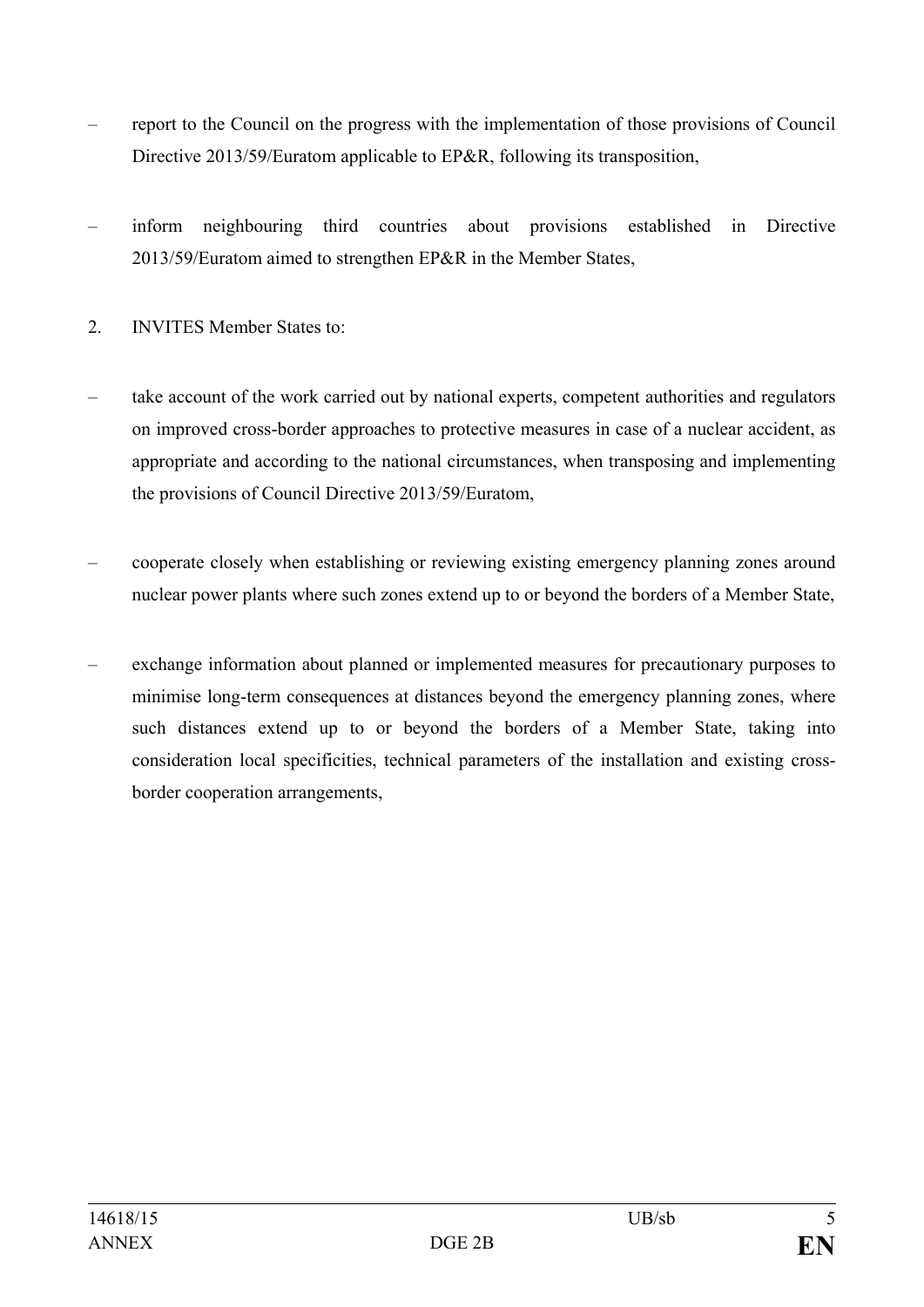– report to the Council on the progress with the implementation of those provisions of Council Directive 2013/59/Euratom applicable to EP&R, following its transposition,

– inform neighbouring third countries about provisions established in Directive 2013/59/Euratom aimed to strengthen EP&R in the Member States,

2. INVITES Member States to:

– take account of the work carried out by national experts, competent authorities and regulators on improved cross-border approaches to protective measures in case of a nuclear accident, as appropriate and according to the national circumstances, when transposing and implementing the provisions of Council Directive 2013/59/Euratom,

– cooperate closely when establishing or reviewing existing emergency planning zones around nuclear power plants where such zones extend up to or beyond the borders of a Member State,

– exchange information about planned or implemented measures for precautionary purposes to minimise long-term consequences at distances beyond the emergency planning zones, where such distances extend up to or beyond the borders of a Member State, taking into consideration local specificities, technical parameters of the installation and existing cross-border cooperation arrangements,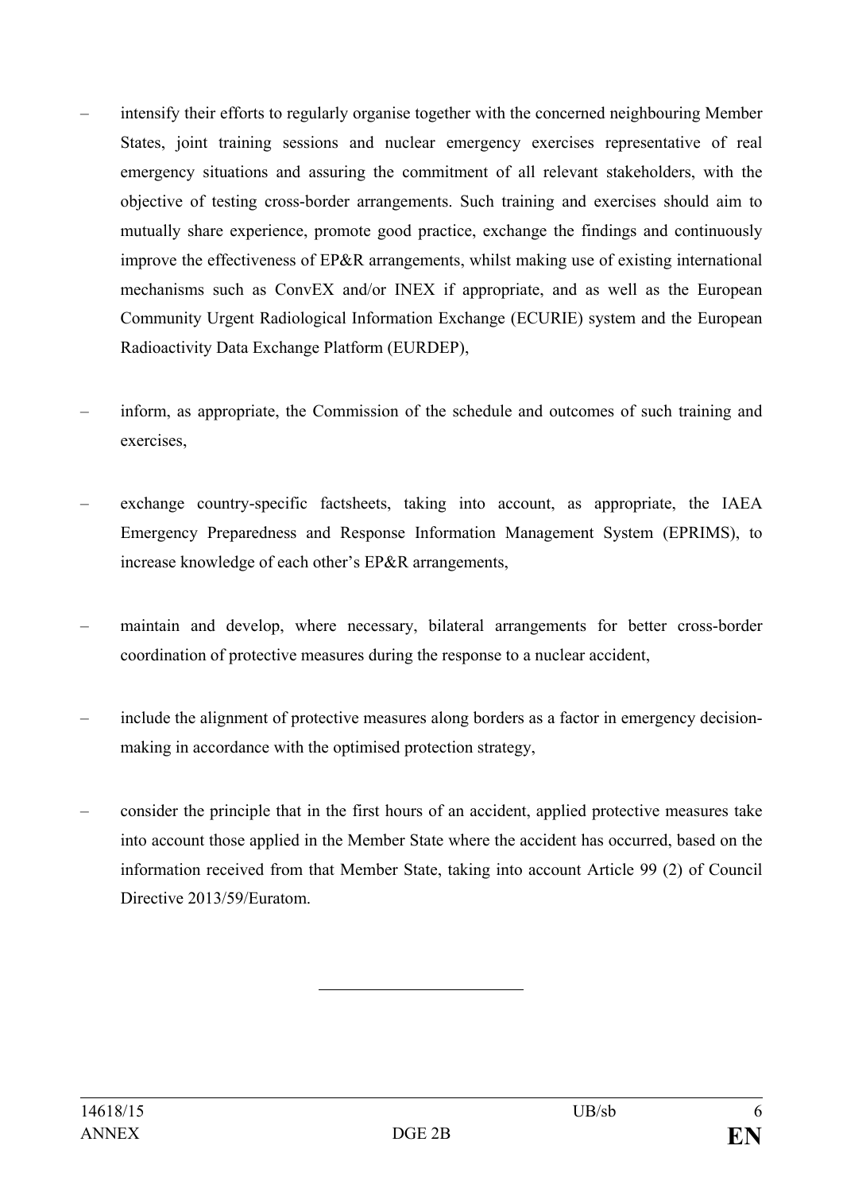- intensify their efforts to regularly organise together with the concerned neighbouring Member States, joint training sessions and nuclear emergency exercises representative of real emergency situations and assuring the commitment of all relevant stakeholders, with the objective of testing cross-border arrangements. Such training and exercises should aim to mutually share experience, promote good practice, exchange the findings and continuously improve the effectiveness of EP&R arrangements, whilst making use of existing international mechanisms such as ConvEX and/or INEX if appropriate, and as well as the European Community Urgent Radiological Information Exchange (ECURIE) system and the European Radioactivity Data Exchange Platform (EURDEP),

- inform, as appropriate, the Commission of the schedule and outcomes of such training and exercises,

- exchange country-specific factsheets, taking into account, as appropriate, the IAEA Emergency Preparedness and Response Information Management System (EPRIMS), to increase knowledge of each other's EP&R arrangements,

- maintain and develop, where necessary, bilateral arrangements for better cross-border coordination of protective measures during the response to a nuclear accident,

- include the alignment of protective measures along borders as a factor in emergency decision-making in accordance with the optimised protection strategy,

- consider the principle that in the first hours of an accident, applied protective measures take into account those applied in the Member State where the accident has occurred, based on the information received from that Member State, taking into account Article 99 (2) of Council Directive 2013/59/Euratom.

---